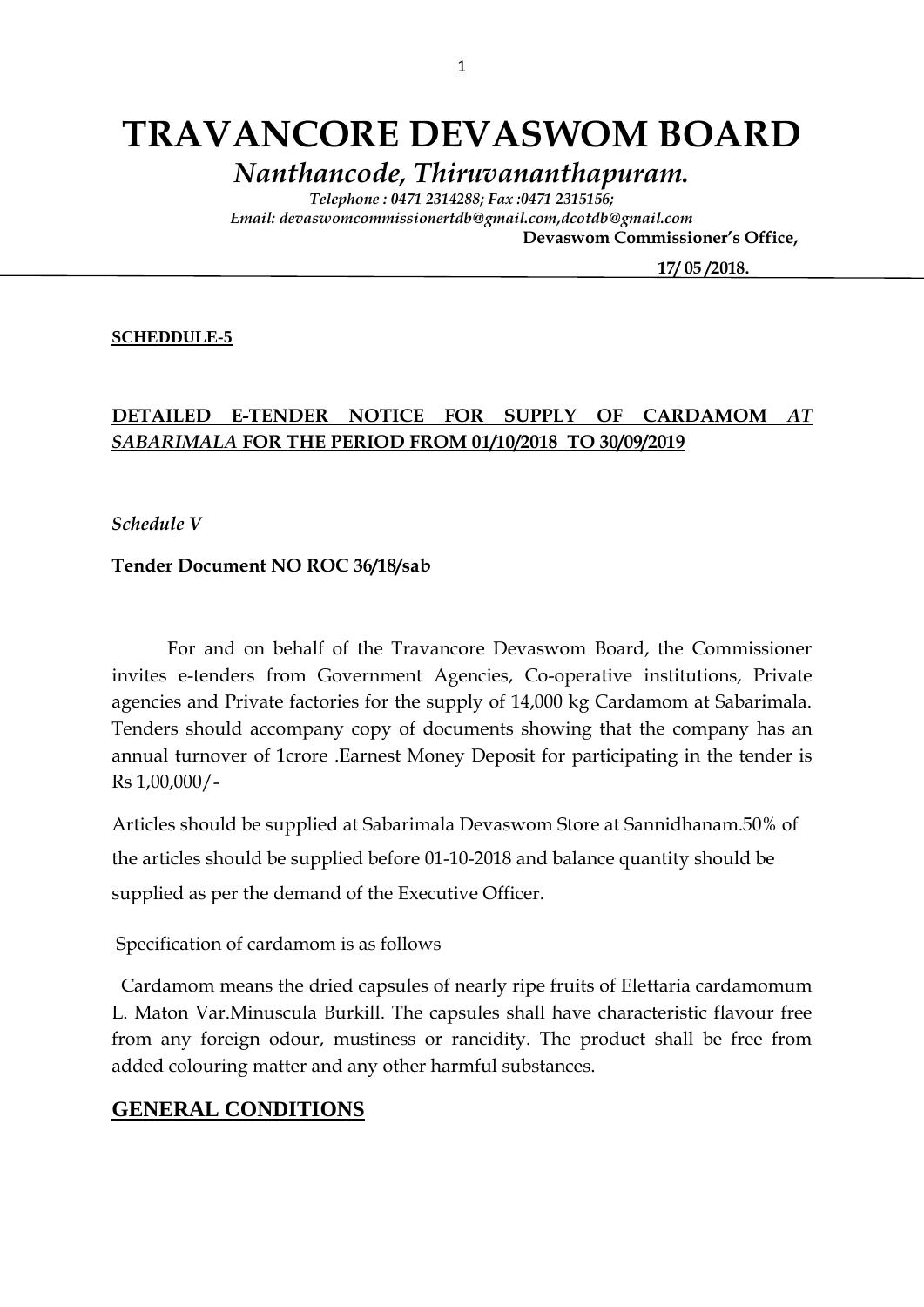# TRAVANCORE DEVASWOM BOARD

*Nanthancode, Thiruvananthapuram.*

*Telephone : 0471 2314288; Fax :0471 2315156;*
*Email: devaswomcommissionertdb@gmail.com,dcotdb@gmail.com*

**Devaswom Commissioner's Office,**

**17/ 05 /2018.**

**SCHEDDULE-5**

**DETAILED E-TENDER NOTICE FOR SUPPLY OF CARDAMOM *AT SABARIMALA* FOR THE PERIOD FROM 01/10/2018 TO 30/09/2019**

*Schedule V*

**Tender Document NO ROC 36/18/sab**

For and on behalf of the Travancore Devaswom Board, the Commissioner invites e-tenders from Government Agencies, Co-operative institutions, Private agencies and Private factories for the supply of 14,000 kg Cardamom at Sabarimala. Tenders should accompany copy of documents showing that the company has an annual turnover of 1crore .Earnest Money Deposit for participating in the tender is Rs 1,00,000/-

Articles should be supplied at Sabarimala Devaswom Store at Sannidhanam.50% of the articles should be supplied before 01-10-2018 and balance quantity should be supplied as per the demand of the Executive Officer.

Specification of cardamom is as follows

Cardamom means the dried capsules of nearly ripe fruits of Elettaria cardamomum L. Maton Var.Minuscula Burkill. The capsules shall have characteristic flavour free from any foreign odour, mustiness or rancidity. The product shall be free from added colouring matter and any other harmful substances.

## GENERAL CONDITIONS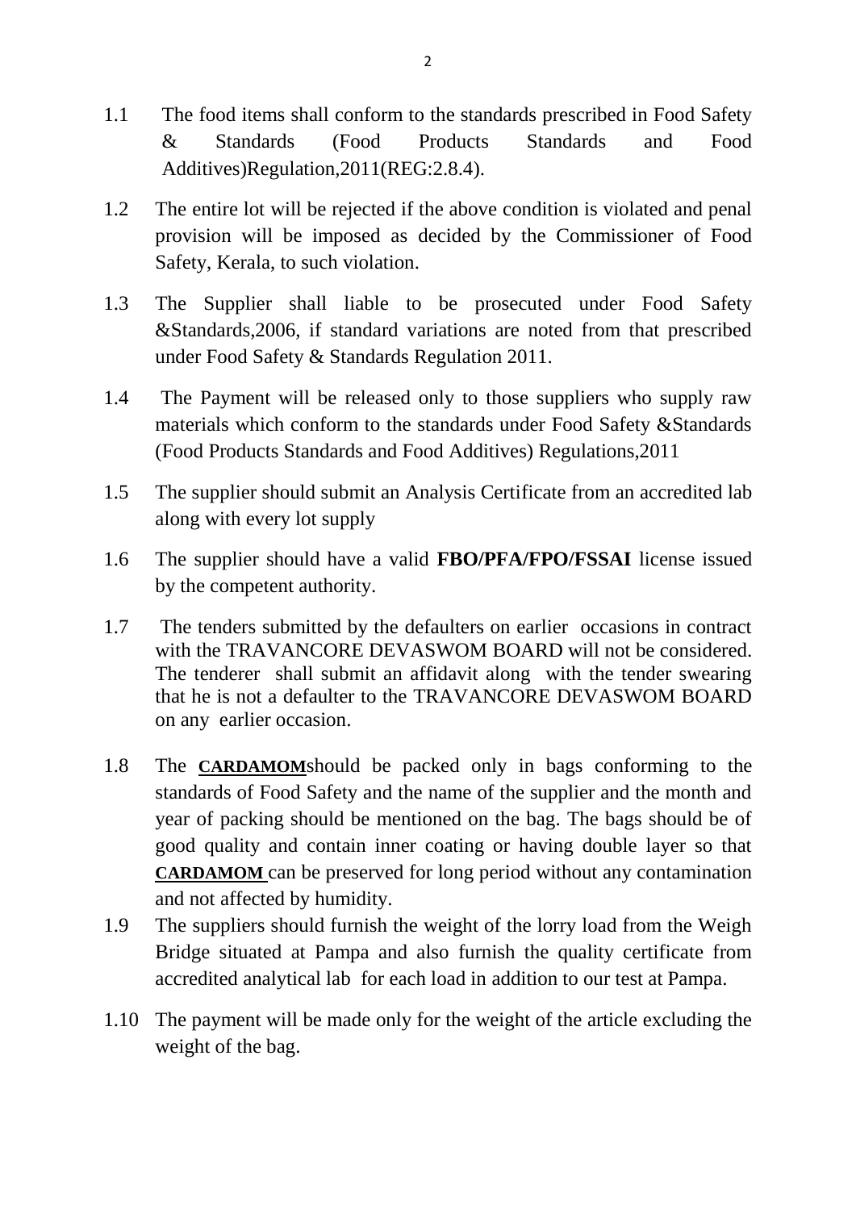1.1 The food items shall conform to the standards prescribed in Food Safety & Standards (Food Products Standards and Food Additives)Regulation,2011(REG:2.8.4).

1.2 The entire lot will be rejected if the above condition is violated and penal provision will be imposed as decided by the Commissioner of Food Safety, Kerala, to such violation.

1.3 The Supplier shall liable to be prosecuted under Food Safety &Standards,2006, if standard variations are noted from that prescribed under Food Safety & Standards Regulation 2011.

1.4 The Payment will be released only to those suppliers who supply raw materials which conform to the standards under Food Safety &Standards (Food Products Standards and Food Additives) Regulations,2011

1.5 The supplier should submit an Analysis Certificate from an accredited lab along with every lot supply

1.6 The supplier should have a valid **FBO/PFA/FPO/FSSAI** license issued by the competent authority.

1.7 The tenders submitted by the defaulters on earlier occasions in contract with the TRAVANCORE DEVASWOM BOARD will not be considered. The tenderer shall submit an affidavit along with the tender swearing that he is not a defaulter to the TRAVANCORE DEVASWOM BOARD on any earlier occasion.

1.8 The **CARDAMOM**should be packed only in bags conforming to the standards of Food Safety and the name of the supplier and the month and year of packing should be mentioned on the bag. The bags should be of good quality and contain inner coating or having double layer so that **CARDAMOM** can be preserved for long period without any contamination and not affected by humidity.

1.9 The suppliers should furnish the weight of the lorry load from the Weigh Bridge situated at Pampa and also furnish the quality certificate from accredited analytical lab for each load in addition to our test at Pampa.

1.10 The payment will be made only for the weight of the article excluding the weight of the bag.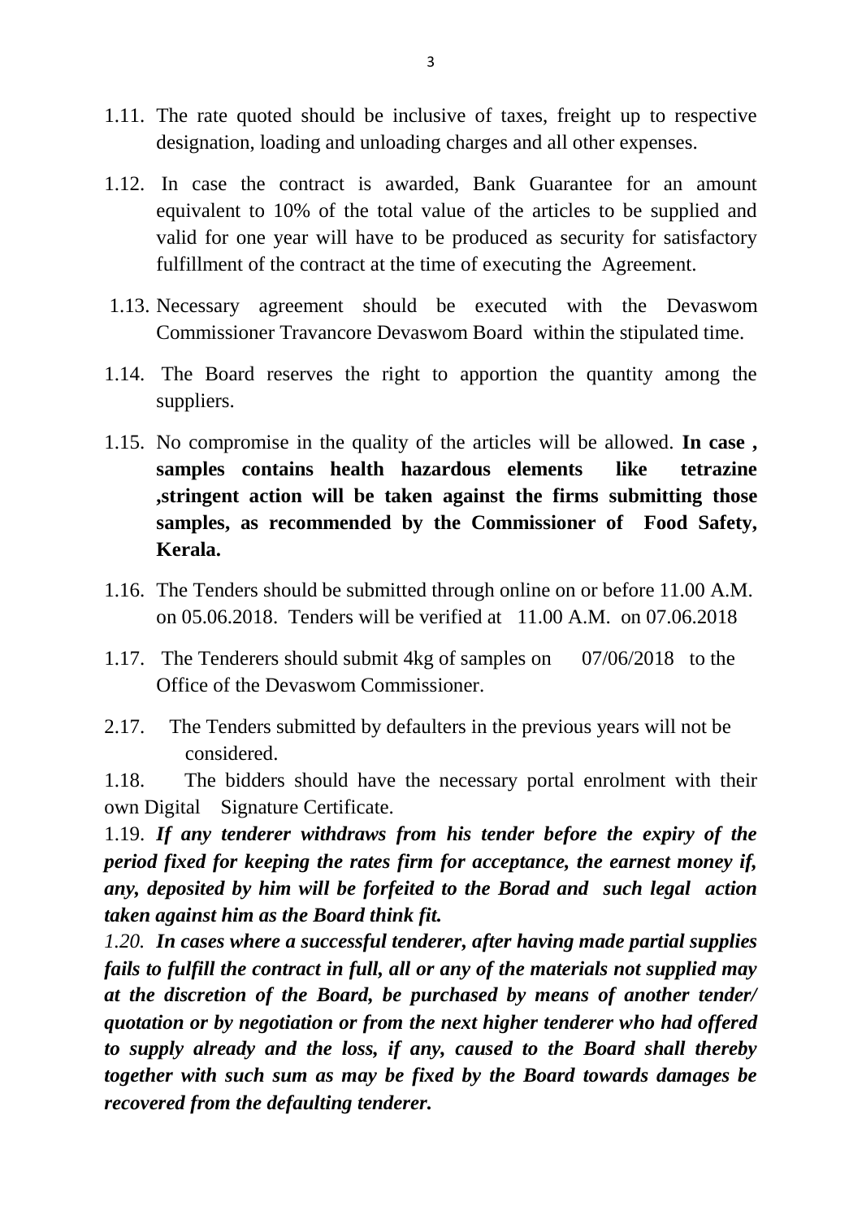1.11. The rate quoted should be inclusive of taxes, freight up to respective designation, loading and unloading charges and all other expenses.

1.12. In case the contract is awarded, Bank Guarantee for an amount equivalent to 10% of the total value of the articles to be supplied and valid for one year will have to be produced as security for satisfactory fulfillment of the contract at the time of executing the Agreement.

1.13. Necessary agreement should be executed with the Devaswom Commissioner Travancore Devaswom Board within the stipulated time.

1.14. The Board reserves the right to apportion the quantity among the suppliers.

1.15. No compromise in the quality of the articles will be allowed. **In case , samples contains health hazardous elements like tetrazine ,stringent action will be taken against the firms submitting those samples, as recommended by the Commissioner of Food Safety, Kerala.**

1.16. The Tenders should be submitted through online on or before 11.00 A.M. on 05.06.2018. Tenders will be verified at 11.00 A.M. on 07.06.2018

1.17. The Tenderers should submit 4kg of samples on 07/06/2018 to the Office of the Devaswom Commissioner.

2.17. The Tenders submitted by defaulters in the previous years will not be considered.

1.18. The bidders should have the necessary portal enrolment with their own Digital Signature Certificate.

1.19. ***If any tenderer withdraws from his tender before the expiry of the period fixed for keeping the rates firm for acceptance, the earnest money if, any, deposited by him will be forfeited to the Borad and such legal action taken against him as the Board think fit.***

*1.20.* ***In cases where a successful tenderer, after having made partial supplies fails to fulfill the contract in full, all or any of the materials not supplied may at the discretion of the Board, be purchased by means of another tender/ quotation or by negotiation or from the next higher tenderer who had offered to supply already and the loss, if any, caused to the Board shall thereby together with such sum as may be fixed by the Board towards damages be recovered from the defaulting tenderer.***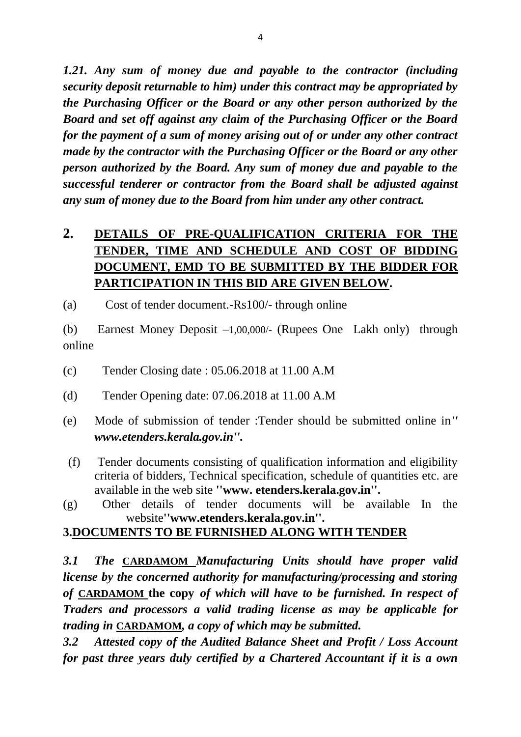***1.21. Any sum of money due and payable to the contractor (including security deposit returnable to him) under this contract may be appropriated by the Purchasing Officer or the Board or any other person authorized by the Board and set off against any claim of the Purchasing Officer or the Board for the payment of a sum of money arising out of or under any other contract made by the contractor with the Purchasing Officer or the Board or any other person authorized by the Board. Any sum of money due and payable to the successful tenderer or contractor from the Board shall be adjusted against any sum of money due to the Board from him under any other contract.***

## 2. DETAILS OF PRE-QUALIFICATION CRITERIA FOR THE TENDER, TIME AND SCHEDULE AND COST OF BIDDING DOCUMENT, EMD TO BE SUBMITTED BY THE BIDDER FOR PARTICIPATION IN THIS BID ARE GIVEN BELOW.

(a) Cost of tender document.-Rs100/- through online

(b) Earnest Money Deposit –1,00,000/- (Rupees One Lakh only) through online

(c) Tender Closing date : 05.06.2018 at 11.00 A.M

(d) Tender Opening date: 07.06.2018 at 11.00 A.M

(e) Mode of submission of tender :Tender should be submitted online in*'' www.etenders.kerala.gov.in''.*

(f) Tender documents consisting of qualification information and eligibility criteria of bidders, Technical specification, schedule of quantities etc. are available in the web site **''www. etenders.kerala.gov.in''.**

(g) Other details of tender documents will be available In the website**''www.etenders.kerala.gov.in''.**

## 3.DOCUMENTS TO BE FURNISHED ALONG WITH TENDER

***3.1 The* CARDAMOM *Manufacturing Units should have proper valid license by the concerned authority for manufacturing/processing and storing of* CARDAMOM the copy *of which will have to be furnished. In respect of Traders and processors a valid trading license as may be applicable for trading in* CARDAMOM*, a copy of which may be submitted.***

***3.2 Attested copy of the Audited Balance Sheet and Profit / Loss Account for past three years duly certified by a Chartered Accountant if it is a own***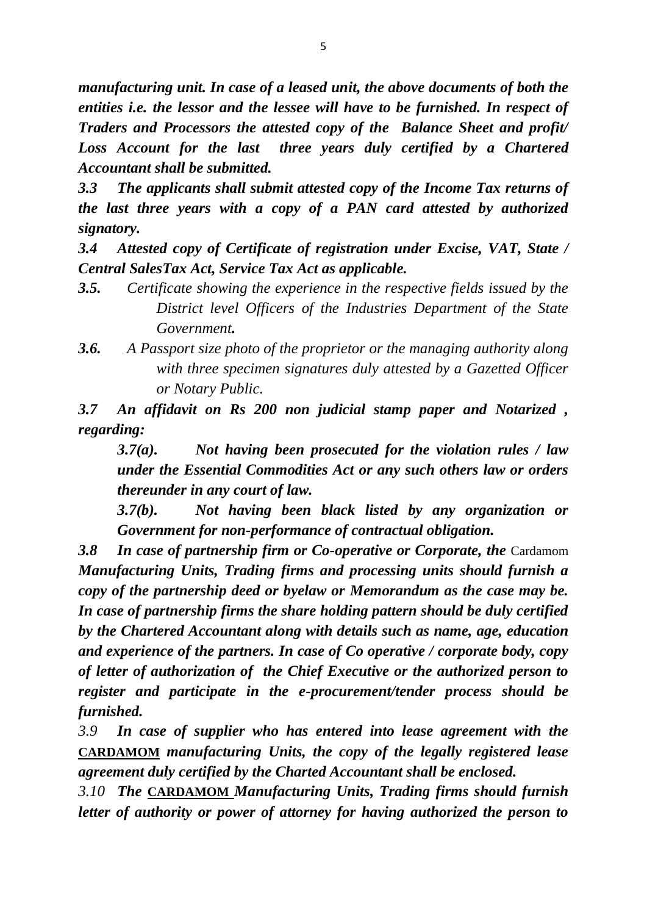***manufacturing unit. In case of a leased unit, the above documents of both the entities i.e. the lessor and the lessee will have to be furnished. In respect of Traders and Processors the attested copy of the Balance Sheet and profit/ Loss Account for the last three years duly certified by a Chartered Accountant shall be submitted.***

***3.3 The applicants shall submit attested copy of the Income Tax returns of the last three years with a copy of a PAN card attested by authorized signatory.***

***3.4 Attested copy of Certificate of registration under Excise, VAT, State / Central SalesTax Act, Service Tax Act as applicable.***

***3.5.*** *Certificate showing the experience in the respective fields issued by the District level Officers of the Industries Department of the State Government****.***

***3.6.*** *A Passport size photo of the proprietor or the managing authority along with three specimen signatures duly attested by a Gazetted Officer or Notary Public.*

***3.7 An affidavit on Rs 200 non judicial stamp paper and Notarized , regarding:***

***3.7(a). Not having been prosecuted for the violation rules / law under the Essential Commodities Act or any such others law or orders thereunder in any court of law.***

***3.7(b). Not having been black listed by any organization or Government for non-performance of contractual obligation.***

***3.8 In case of partnership firm or Co-operative or Corporate, the*** Cardamom ***Manufacturing Units, Trading firms and processing units should furnish a copy of the partnership deed or byelaw or Memorandum as the case may be. In case of partnership firms the share holding pattern should be duly certified by the Chartered Accountant along with details such as name, age, education and experience of the partners. In case of Co operative / corporate body, copy of letter of authorization of the Chief Executive or the authorized person to register and participate in the e-procurement/tender process should be furnished.***

*3.9* ***In case of supplier who has entered into lease agreement with the <u>CARDAMOM</u> manufacturing Units, the copy of the legally registered lease agreement duly certified by the Charted Accountant shall be enclosed.***

*3.10* ***The <u>CARDAMOM</u> Manufacturing Units, Trading firms should furnish letter of authority or power of attorney for having authorized the person to***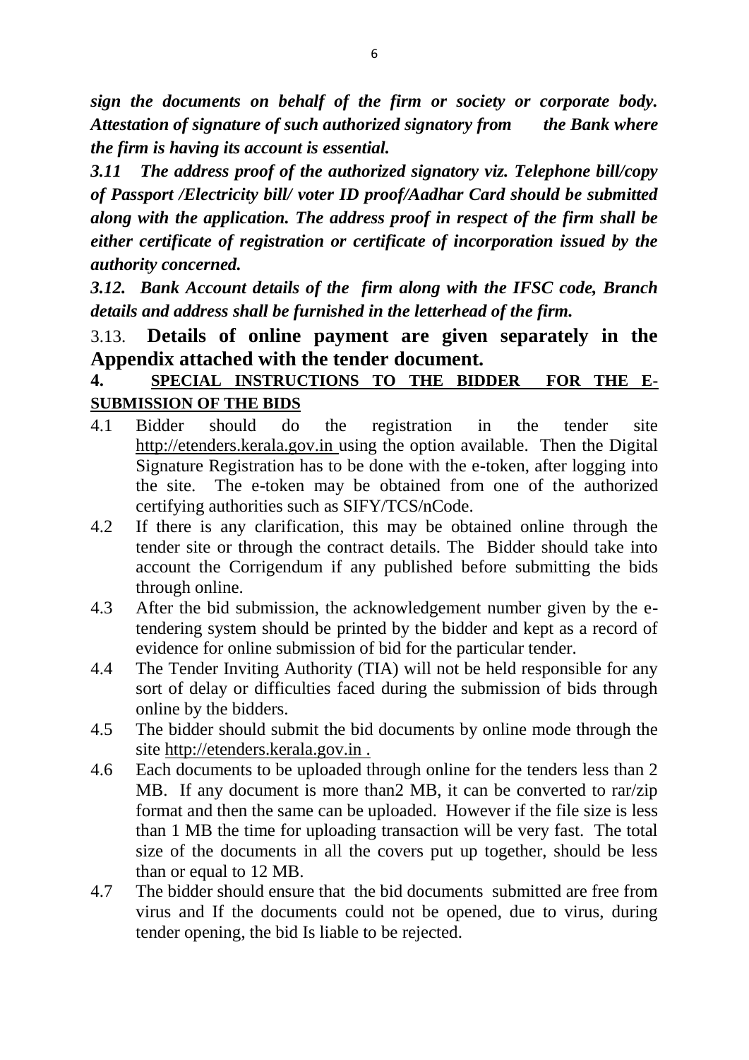***sign the documents on behalf of the firm or society or corporate body. Attestation of signature of such authorized signatory from the Bank where the firm is having its account is essential.***

***3.11 The address proof of the authorized signatory viz. Telephone bill/copy of Passport /Electricity bill/ voter ID proof/Aadhar Card should be submitted along with the application. The address proof in respect of the firm shall be either certificate of registration or certificate of incorporation issued by the authority concerned.***

***3.12. Bank Account details of the firm along with the IFSC code, Branch details and address shall be furnished in the letterhead of the firm.***

3.13. **Details of online payment are given separately in the Appendix attached with the tender document.**

**4. SPECIAL INSTRUCTIONS TO THE BIDDER FOR THE E-SUBMISSION OF THE BIDS**

4.1 Bidder should do the registration in the tender site http://etenders.kerala.gov.in using the option available. Then the Digital Signature Registration has to be done with the e-token, after logging into the site. The e-token may be obtained from one of the authorized certifying authorities such as SIFY/TCS/nCode.

4.2 If there is any clarification, this may be obtained online through the tender site or through the contract details. The Bidder should take into account the Corrigendum if any published before submitting the bids through online.

4.3 After the bid submission, the acknowledgement number given by the e-tendering system should be printed by the bidder and kept as a record of evidence for online submission of bid for the particular tender.

4.4 The Tender Inviting Authority (TIA) will not be held responsible for any sort of delay or difficulties faced during the submission of bids through online by the bidders.

4.5 The bidder should submit the bid documents by online mode through the site http://etenders.kerala.gov.in .

4.6 Each documents to be uploaded through online for the tenders less than 2 MB. If any document is more than2 MB, it can be converted to rar/zip format and then the same can be uploaded. However if the file size is less than 1 MB the time for uploading transaction will be very fast. The total size of the documents in all the covers put up together, should be less than or equal to 12 MB.

4.7 The bidder should ensure that the bid documents submitted are free from virus and If the documents could not be opened, due to virus, during tender opening, the bid Is liable to be rejected.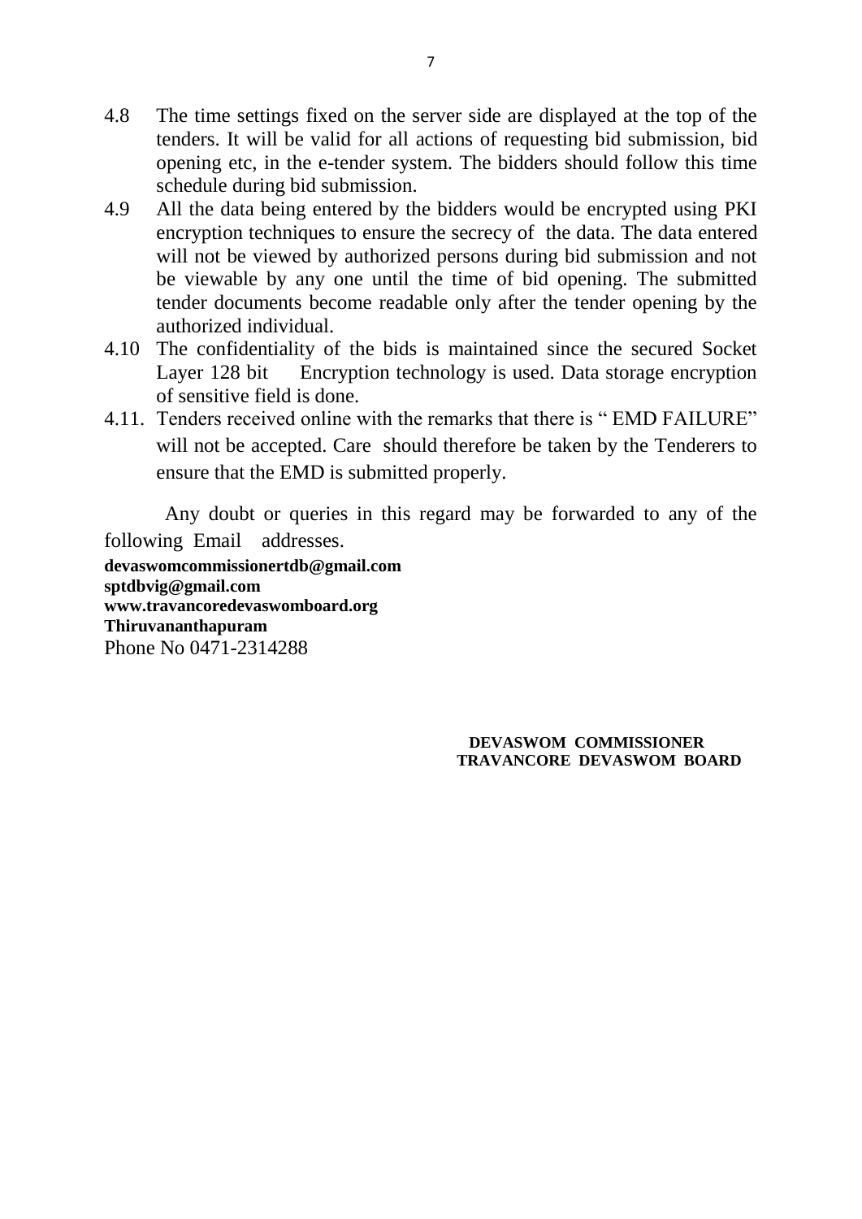4.8 The time settings fixed on the server side are displayed at the top of the tenders. It will be valid for all actions of requesting bid submission, bid opening etc, in the e-tender system. The bidders should follow this time schedule during bid submission.

4.9 All the data being entered by the bidders would be encrypted using PKI encryption techniques to ensure the secrecy of the data. The data entered will not be viewed by authorized persons during bid submission and not be viewable by any one until the time of bid opening. The submitted tender documents become readable only after the tender opening by the authorized individual.

4.10 The confidentiality of the bids is maintained since the secured Socket Layer 128 bit Encryption technology is used. Data storage encryption of sensitive field is done.

4.11. Tenders received online with the remarks that there is " EMD FAILURE" will not be accepted. Care should therefore be taken by the Tenderers to ensure that the EMD is submitted properly.

Any doubt or queries in this regard may be forwarded to any of the following Email addresses.

**devaswomcommissionertdb@gmail.com**
**sptdbvig@gmail.com**
**www.travancoredevaswomboard.org**
**Thiruvananthapuram**
Phone No 0471-2314288

**DEVASWOM COMMISSIONER**
**TRAVANCORE DEVASWOM BOARD**